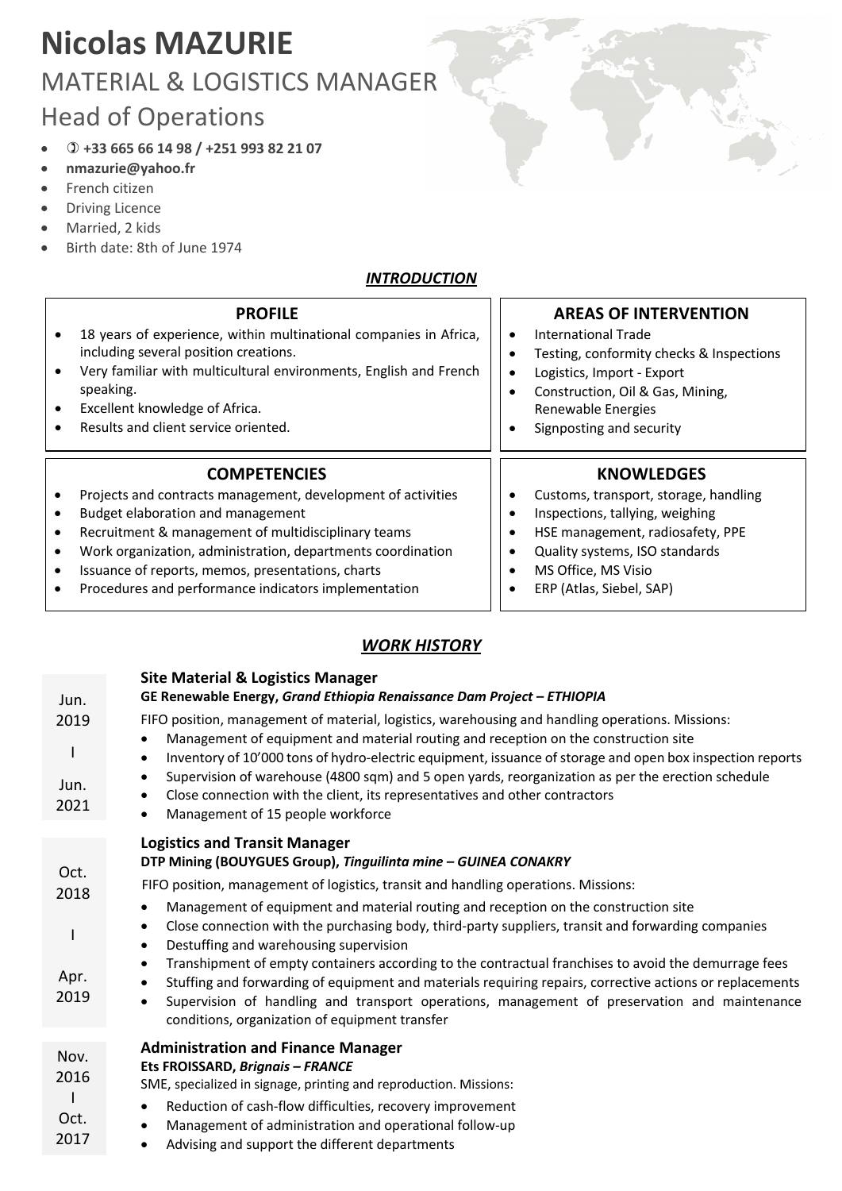# Nicolas MAZURIE

## MATERIAL & LOGISTICS MANAGER

## Head of Operations

- **+33 665 66 14 98 / +251 993 82 21 07**
- **nmazurie@yahoo.fr**
- French citizen
- Driving Licence
- Married, 2 kids
- Birth date: 8th of June 1974

## ***INTRODUCTION***

### PROFILE

- 18 years of experience, within multinational companies in Africa, including several position creations.
- Very familiar with multicultural environments, English and French speaking.
- Excellent knowledge of Africa.
- Results and client service oriented.

### AREAS OF INTERVENTION

- International Trade
- Testing, conformity checks & Inspections
- Logistics, Import - Export
- Construction, Oil & Gas, Mining, Renewable Energies
- Signposting and security

### COMPETENCIES

- Projects and contracts management, development of activities
- Budget elaboration and management
- Recruitment & management of multidisciplinary teams
- Work organization, administration, departments coordination
- Issuance of reports, memos, presentations, charts
- Procedures and performance indicators implementation

### KNOWLEDGES

- Customs, transport, storage, handling
- Inspections, tallying, weighing
- HSE management, radiosafety, PPE
- Quality systems, ISO standards
- MS Office, MS Visio
- ERP (Atlas, Siebel, SAP)

## ***WORK HISTORY***

**Jun. 2019 | Jun. 2021**

### Site Material & Logistics Manager

**GE Renewable Energy, *Grand Ethiopia Renaissance Dam Project – ETHIOPIA***

FIFO position, management of material, logistics, warehousing and handling operations. Missions:

- Management of equipment and material routing and reception on the construction site
- Inventory of 10'000 tons of hydro-electric equipment, issuance of storage and open box inspection reports
- Supervision of warehouse (4800 sqm) and 5 open yards, reorganization as per the erection schedule
- Close connection with the client, its representatives and other contractors
- Management of 15 people workforce

**Oct. 2018 | Apr. 2019**

### Logistics and Transit Manager

**DTP Mining (BOUYGUES Group), *Tinguilinta mine – GUINEA CONAKRY***

FIFO position, management of logistics, transit and handling operations. Missions:

- Management of equipment and material routing and reception on the construction site
- Close connection with the purchasing body, third-party suppliers, transit and forwarding companies
- Destuffing and warehousing supervision
- Transhipment of empty containers according to the contractual franchises to avoid the demurrage fees
- Stuffing and forwarding of equipment and materials requiring repairs, corrective actions or replacements
- Supervision of handling and transport operations, management of preservation and maintenance conditions, organization of equipment transfer

**Nov. 2016 | Oct. 2017**

### Administration and Finance Manager

**Ets FROISSARD, *Brignais – FRANCE***

SME, specialized in signage, printing and reproduction. Missions:

- Reduction of cash-flow difficulties, recovery improvement
- Management of administration and operational follow-up
- Advising and support the different departments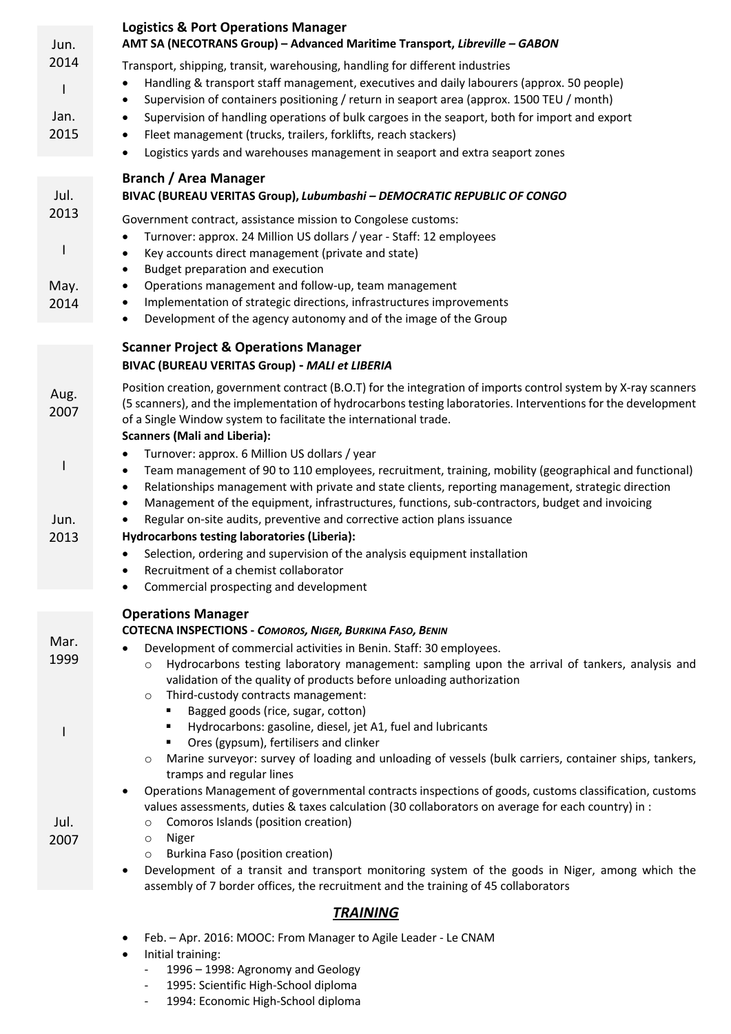### Logistics & Port Operations Manager

**AMT SA (NECOTRANS Group) – Advanced Maritime Transport, *Libreville – GABON***

Jun. 2014 – Jan. 2015

Transport, shipping, transit, warehousing, handling for different industries

- Handling & transport staff management, executives and daily labourers (approx. 50 people)
- Supervision of containers positioning / return in seaport area (approx. 1500 TEU / month)
- Supervision of handling operations of bulk cargoes in the seaport, both for import and export
- Fleet management (trucks, trailers, forklifts, reach stackers)
- Logistics yards and warehouses management in seaport and extra seaport zones

### Branch / Area Manager

**BIVAC (BUREAU VERITAS Group), *Lubumbashi – DEMOCRATIC REPUBLIC OF CONGO***

Jul. 2013 – May. 2014

Government contract, assistance mission to Congolese customs:

- Turnover: approx. 24 Million US dollars / year - Staff: 12 employees
- Key accounts direct management (private and state)
- Budget preparation and execution
- Operations management and follow-up, team management
- Implementation of strategic directions, infrastructures improvements
- Development of the agency autonomy and of the image of the Group

### Scanner Project & Operations Manager

**BIVAC (BUREAU VERITAS Group) - *MALI et LIBERIA***

Aug. 2007 – Jun. 2013

Position creation, government contract (B.O.T) for the integration of imports control system by X-ray scanners (5 scanners), and the implementation of hydrocarbons testing laboratories. Interventions for the development of a Single Window system to facilitate the international trade.

**Scanners (Mali and Liberia):**

- Turnover: approx. 6 Million US dollars / year
- Team management of 90 to 110 employees, recruitment, training, mobility (geographical and functional)
- Relationships management with private and state clients, reporting management, strategic direction
- Management of the equipment, infrastructures, functions, sub-contractors, budget and invoicing
- Regular on-site audits, preventive and corrective action plans issuance

**Hydrocarbons testing laboratories (Liberia):**

- Selection, ordering and supervision of the analysis equipment installation
- Recruitment of a chemist collaborator
- Commercial prospecting and development

### Operations Manager

**COTECNA INSPECTIONS - *COMOROS, NIGER, BURKINA FASO, BENIN***

Mar. 1999 – Jul. 2007

- Development of commercial activities in Benin. Staff: 30 employees.
  - Hydrocarbons testing laboratory management: sampling upon the arrival of tankers, analysis and validation of the quality of products before unloading authorization
  - Third-custody contracts management:
    - Bagged goods (rice, sugar, cotton)
    - Hydrocarbons: gasoline, diesel, jet A1, fuel and lubricants
    - Ores (gypsum), fertilisers and clinker
  - Marine surveyor: survey of loading and unloading of vessels (bulk carriers, container ships, tankers, tramps and regular lines
- Operations Management of governmental contracts inspections of goods, customs classification, customs values assessments, duties & taxes calculation (30 collaborators on average for each country) in :
  - Comoros Islands (position creation)
  - Niger
  - Burkina Faso (position creation)
- Development of a transit and transport monitoring system of the goods in Niger, among which the assembly of 7 border offices, the recruitment and the training of 45 collaborators

## *TRAINING*

- Feb. – Apr. 2016: MOOC: From Manager to Agile Leader - Le CNAM
- Initial training:
  - 1996 – 1998: Agronomy and Geology
  - 1995: Scientific High-School diploma
  - 1994: Economic High-School diploma